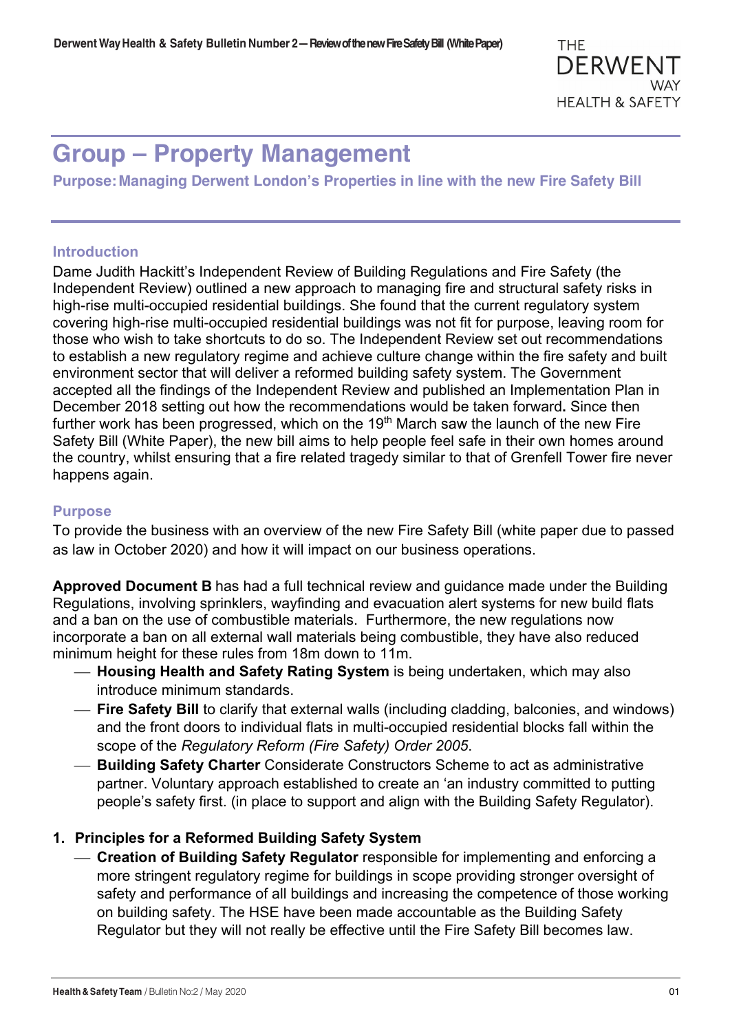# Group – Property Management

**Purpose: Managing Derwent London's Properties in line with the new Fire Safety Bill**

## Introduction

Dame Judith Hackitt's Independent Review of Building Regulations and Fire Safety (the Independent Review) outlined a new approach to managing fire and structural safety risks in high-rise multi-occupied residential buildings. She found that the current regulatory system covering high-rise multi-occupied residential buildings was not fit for purpose, leaving room for those who wish to take shortcuts to do so. The Independent Review set out recommendations to establish a new regulatory regime and achieve culture change within the fire safety and built environment sector that will deliver a reformed building safety system. The Government accepted all the findings of the Independent Review and published an Implementation Plan in December 2018 setting out how the recommendations would be taken forward**.** Since then further work has been progressed, which on the 19th March saw the launch of the new Fire Safety Bill (White Paper), the new bill aims to help people feel safe in their own homes around the country, whilst ensuring that a fire related tragedy similar to that of Grenfell Tower fire never happens again.

## Purpose

To provide the business with an overview of the new Fire Safety Bill (white paper due to passed as law in October 2020) and how it will impact on our business operations.

**Approved Document B** has had a full technical review and guidance made under the Building Regulations, involving sprinklers, wayfinding and evacuation alert systems for new build flats and a ban on the use of combustible materials. Furthermore, the new regulations now incorporate a ban on all external wall materials being combustible, they have also reduced minimum height for these rules from 18m down to 11m.

- **Housing Health and Safety Rating System** is being undertaken, which may also introduce minimum standards.
- **Fire Safety Bill** to clarify that external walls (including cladding, balconies, and windows) and the front doors to individual flats in multi-occupied residential blocks fall within the scope of the *Regulatory Reform (Fire Safety) Order 2005*.
- **Building Safety Charter** Considerate Constructors Scheme to act as administrative partner. Voluntary approach established to create an 'an industry committed to putting people's safety first. (in place to support and align with the Building Safety Regulator).

### 1. Principles for a Reformed Building Safety System

- **Creation of Building Safety Regulator** responsible for implementing and enforcing a more stringent regulatory regime for buildings in scope providing stronger oversight of safety and performance of all buildings and increasing the competence of those working on building safety. The HSE have been made accountable as the Building Safety Regulator but they will not really be effective until the Fire Safety Bill becomes law.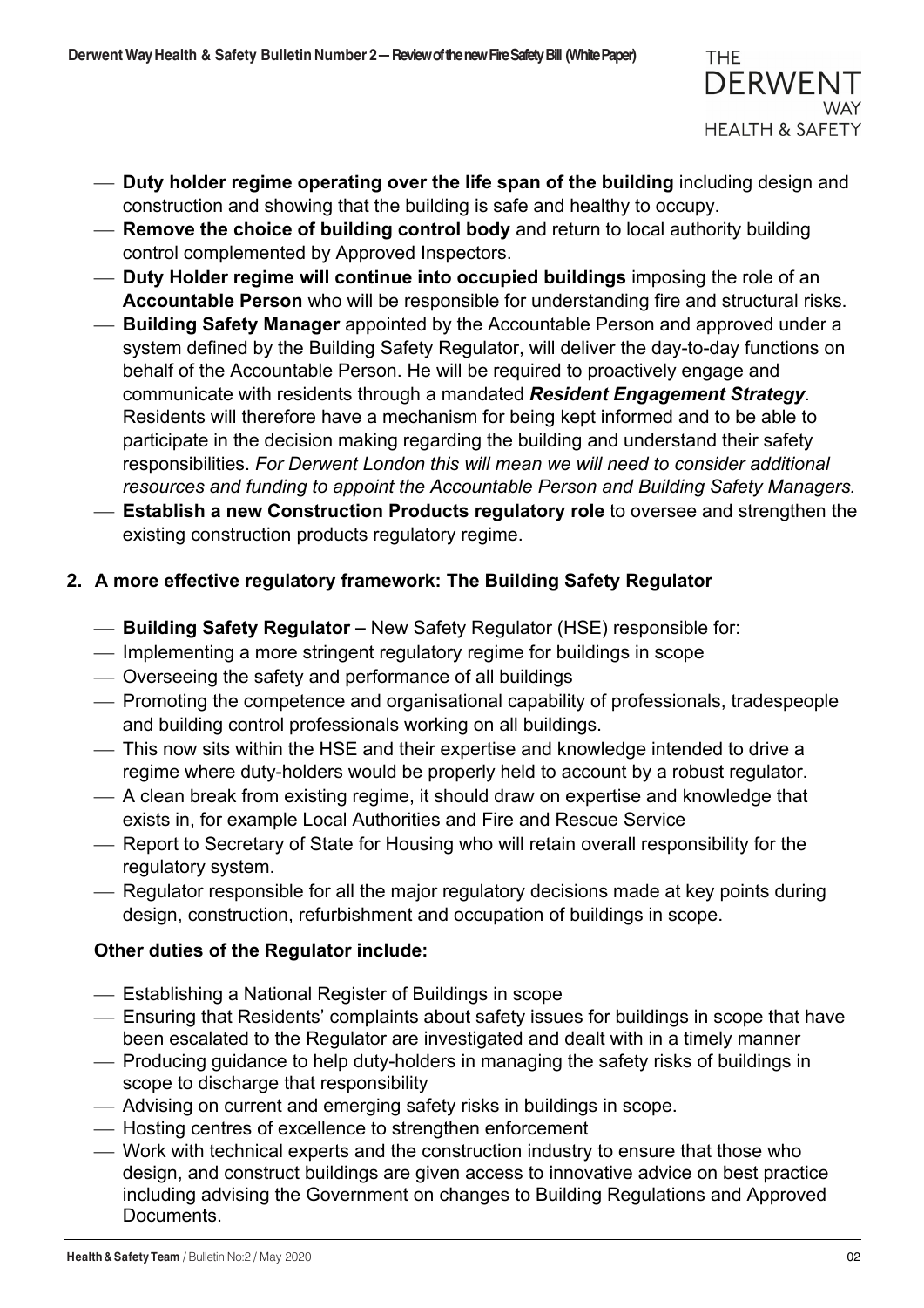- **Duty holder regime operating over the life span of the building** including design and construction and showing that the building is safe and healthy to occupy.
- **Remove the choice of building control body** and return to local authority building control complemented by Approved Inspectors.
- **Duty Holder regime will continue into occupied buildings** imposing the role of an **Accountable Person** who will be responsible for understanding fire and structural risks.
- **Building Safety Manager** appointed by the Accountable Person and approved under a system defined by the Building Safety Regulator, will deliver the day-to-day functions on behalf of the Accountable Person. He will be required to proactively engage and communicate with residents through a mandated ***Resident Engagement Strategy***. Residents will therefore have a mechanism for being kept informed and to be able to participate in the decision making regarding the building and understand their safety responsibilities. *For Derwent London this will mean we will need to consider additional resources and funding to appoint the Accountable Person and Building Safety Managers.*
- **Establish a new Construction Products regulatory role** to oversee and strengthen the existing construction products regulatory regime.

## 2. A more effective regulatory framework: The Building Safety Regulator

- **Building Safety Regulator –** New Safety Regulator (HSE) responsible for:
- Implementing a more stringent regulatory regime for buildings in scope
- Overseeing the safety and performance of all buildings
- Promoting the competence and organisational capability of professionals, tradespeople and building control professionals working on all buildings.
- This now sits within the HSE and their expertise and knowledge intended to drive a regime where duty-holders would be properly held to account by a robust regulator.
- A clean break from existing regime, it should draw on expertise and knowledge that exists in, for example Local Authorities and Fire and Rescue Service
- Report to Secretary of State for Housing who will retain overall responsibility for the regulatory system.
- Regulator responsible for all the major regulatory decisions made at key points during design, construction, refurbishment and occupation of buildings in scope.

**Other duties of the Regulator include:**

- Establishing a National Register of Buildings in scope
- Ensuring that Residents' complaints about safety issues for buildings in scope that have been escalated to the Regulator are investigated and dealt with in a timely manner
- Producing guidance to help duty-holders in managing the safety risks of buildings in scope to discharge that responsibility
- Advising on current and emerging safety risks in buildings in scope.
- Hosting centres of excellence to strengthen enforcement
- Work with technical experts and the construction industry to ensure that those who design, and construct buildings are given access to innovative advice on best practice including advising the Government on changes to Building Regulations and Approved Documents.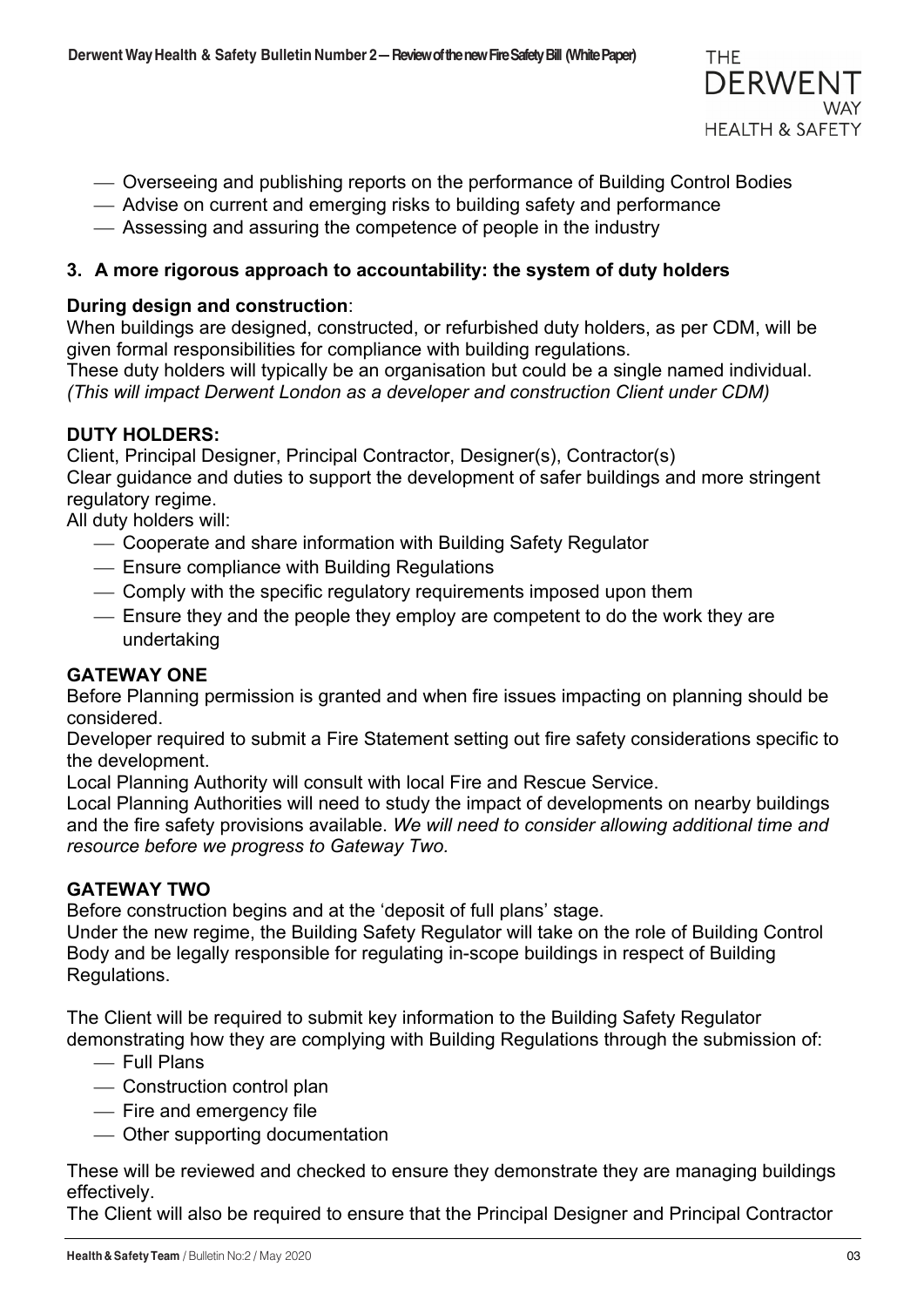- Overseeing and publishing reports on the performance of Building Control Bodies
- Advise on current and emerging risks to building safety and performance
- Assessing and assuring the competence of people in the industry

**3. A more rigorous approach to accountability: the system of duty holders**

**During design and construction**:

When buildings are designed, constructed, or refurbished duty holders, as per CDM, will be given formal responsibilities for compliance with building regulations.

These duty holders will typically be an organisation but could be a single named individual. *(This will impact Derwent London as a developer and construction Client under CDM)*

**DUTY HOLDERS:**

Client, Principal Designer, Principal Contractor, Designer(s), Contractor(s)

Clear guidance and duties to support the development of safer buildings and more stringent regulatory regime.

All duty holders will:

- Cooperate and share information with Building Safety Regulator
- Ensure compliance with Building Regulations
- Comply with the specific regulatory requirements imposed upon them
- Ensure they and the people they employ are competent to do the work they are undertaking

**GATEWAY ONE**

Before Planning permission is granted and when fire issues impacting on planning should be considered.

Developer required to submit a Fire Statement setting out fire safety considerations specific to the development.

Local Planning Authority will consult with local Fire and Rescue Service.

Local Planning Authorities will need to study the impact of developments on nearby buildings and the fire safety provisions available. *We will need to consider allowing additional time and resource before we progress to Gateway Two.*

**GATEWAY TWO**

Before construction begins and at the 'deposit of full plans' stage.

Under the new regime, the Building Safety Regulator will take on the role of Building Control Body and be legally responsible for regulating in-scope buildings in respect of Building Regulations.

The Client will be required to submit key information to the Building Safety Regulator demonstrating how they are complying with Building Regulations through the submission of:

- Full Plans
- Construction control plan
- Fire and emergency file
- Other supporting documentation

These will be reviewed and checked to ensure they demonstrate they are managing buildings effectively.

The Client will also be required to ensure that the Principal Designer and Principal Contractor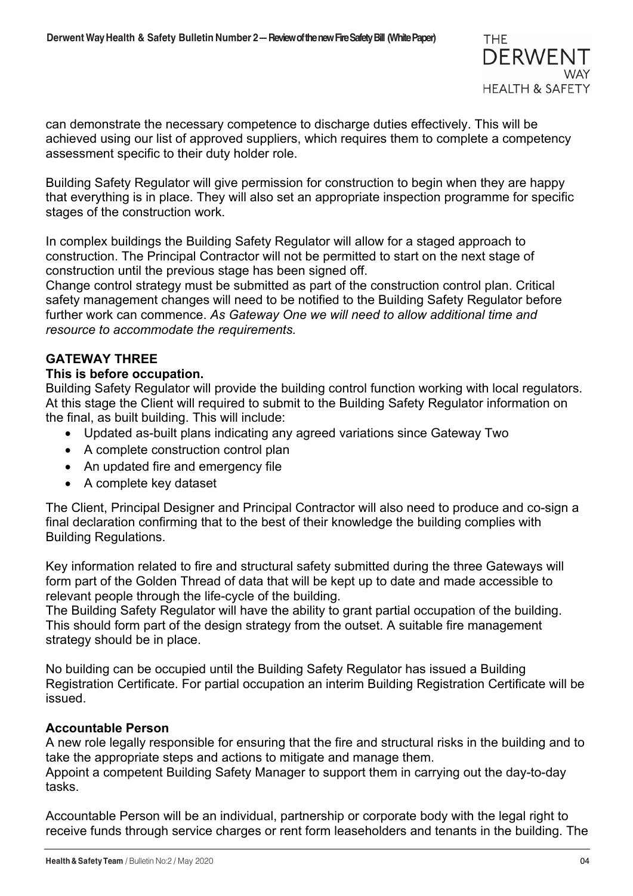can demonstrate the necessary competence to discharge duties effectively. This will be achieved using our list of approved suppliers, which requires them to complete a competency assessment specific to their duty holder role.

Building Safety Regulator will give permission for construction to begin when they are happy that everything is in place. They will also set an appropriate inspection programme for specific stages of the construction work.

In complex buildings the Building Safety Regulator will allow for a staged approach to construction. The Principal Contractor will not be permitted to start on the next stage of construction until the previous stage has been signed off.
Change control strategy must be submitted as part of the construction control plan. Critical safety management changes will need to be notified to the Building Safety Regulator before further work can commence. *As Gateway One we will need to allow additional time and resource to accommodate the requirements.*

**GATEWAY THREE**

**This is before occupation.**

Building Safety Regulator will provide the building control function working with local regulators. At this stage the Client will required to submit to the Building Safety Regulator information on the final, as built building. This will include:

- Updated as-built plans indicating any agreed variations since Gateway Two
- A complete construction control plan
- An updated fire and emergency file
- A complete key dataset

The Client, Principal Designer and Principal Contractor will also need to produce and co-sign a final declaration confirming that to the best of their knowledge the building complies with Building Regulations.

Key information related to fire and structural safety submitted during the three Gateways will form part of the Golden Thread of data that will be kept up to date and made accessible to relevant people through the life-cycle of the building.
The Building Safety Regulator will have the ability to grant partial occupation of the building. This should form part of the design strategy from the outset. A suitable fire management strategy should be in place.

No building can be occupied until the Building Safety Regulator has issued a Building Registration Certificate. For partial occupation an interim Building Registration Certificate will be issued.

**Accountable Person**

A new role legally responsible for ensuring that the fire and structural risks in the building and to take the appropriate steps and actions to mitigate and manage them.
Appoint a competent Building Safety Manager to support them in carrying out the day-to-day tasks.

Accountable Person will be an individual, partnership or corporate body with the legal right to receive funds through service charges or rent form leaseholders and tenants in the building. The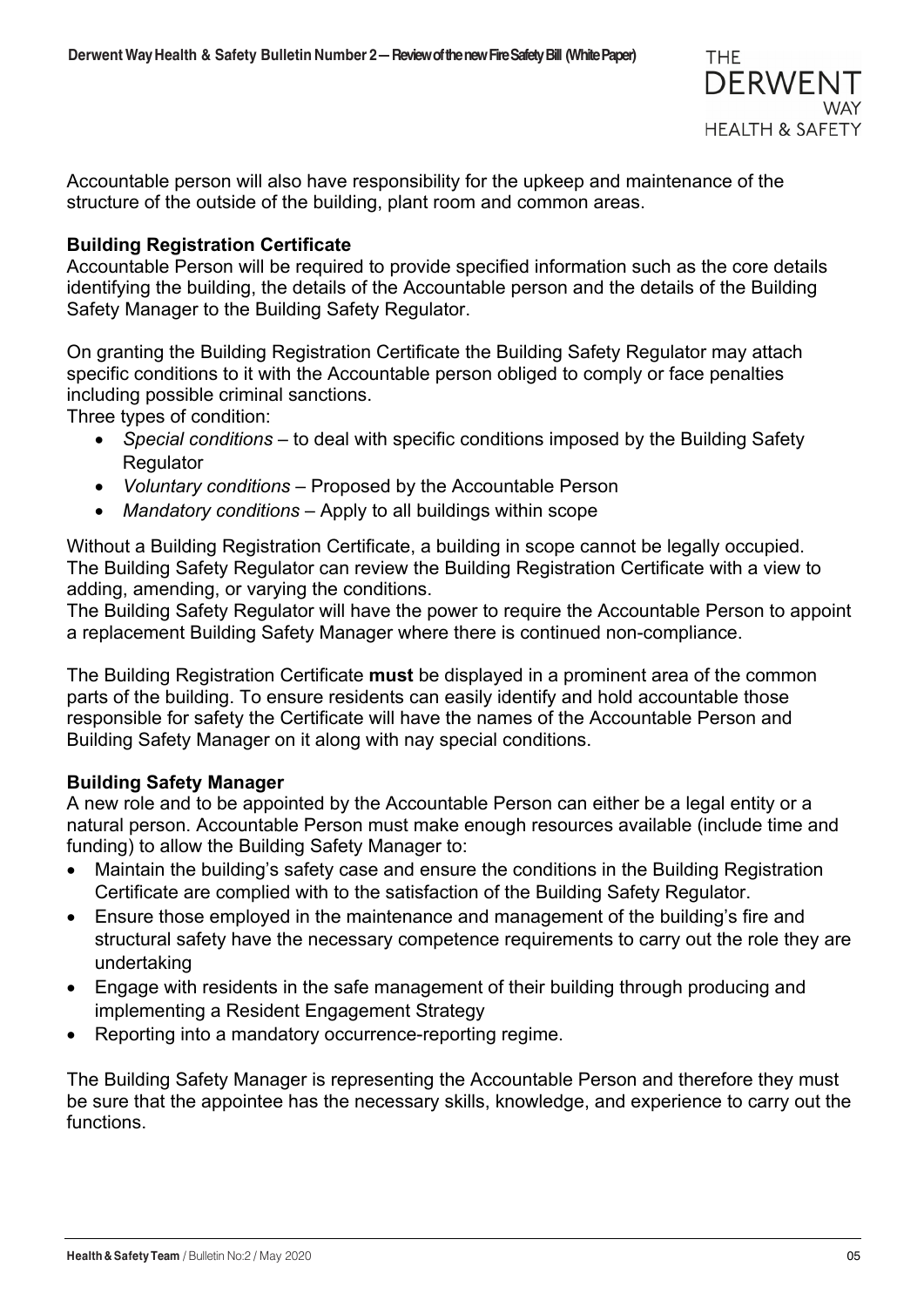Accountable person will also have responsibility for the upkeep and maintenance of the structure of the outside of the building, plant room and common areas.

**Building Registration Certificate**

Accountable Person will be required to provide specified information such as the core details identifying the building, the details of the Accountable person and the details of the Building Safety Manager to the Building Safety Regulator.

On granting the Building Registration Certificate the Building Safety Regulator may attach specific conditions to it with the Accountable person obliged to comply or face penalties including possible criminal sanctions.

Three types of condition:

- *Special conditions* – to deal with specific conditions imposed by the Building Safety Regulator
- *Voluntary conditions* – Proposed by the Accountable Person
- *Mandatory conditions* – Apply to all buildings within scope

Without a Building Registration Certificate, a building in scope cannot be legally occupied. The Building Safety Regulator can review the Building Registration Certificate with a view to adding, amending, or varying the conditions.

The Building Safety Regulator will have the power to require the Accountable Person to appoint a replacement Building Safety Manager where there is continued non-compliance.

The Building Registration Certificate **must** be displayed in a prominent area of the common parts of the building. To ensure residents can easily identify and hold accountable those responsible for safety the Certificate will have the names of the Accountable Person and Building Safety Manager on it along with nay special conditions.

**Building Safety Manager**

A new role and to be appointed by the Accountable Person can either be a legal entity or a natural person. Accountable Person must make enough resources available (include time and funding) to allow the Building Safety Manager to:

- Maintain the building's safety case and ensure the conditions in the Building Registration Certificate are complied with to the satisfaction of the Building Safety Regulator.
- Ensure those employed in the maintenance and management of the building's fire and structural safety have the necessary competence requirements to carry out the role they are undertaking
- Engage with residents in the safe management of their building through producing and implementing a Resident Engagement Strategy
- Reporting into a mandatory occurrence-reporting regime.

The Building Safety Manager is representing the Accountable Person and therefore they must be sure that the appointee has the necessary skills, knowledge, and experience to carry out the functions.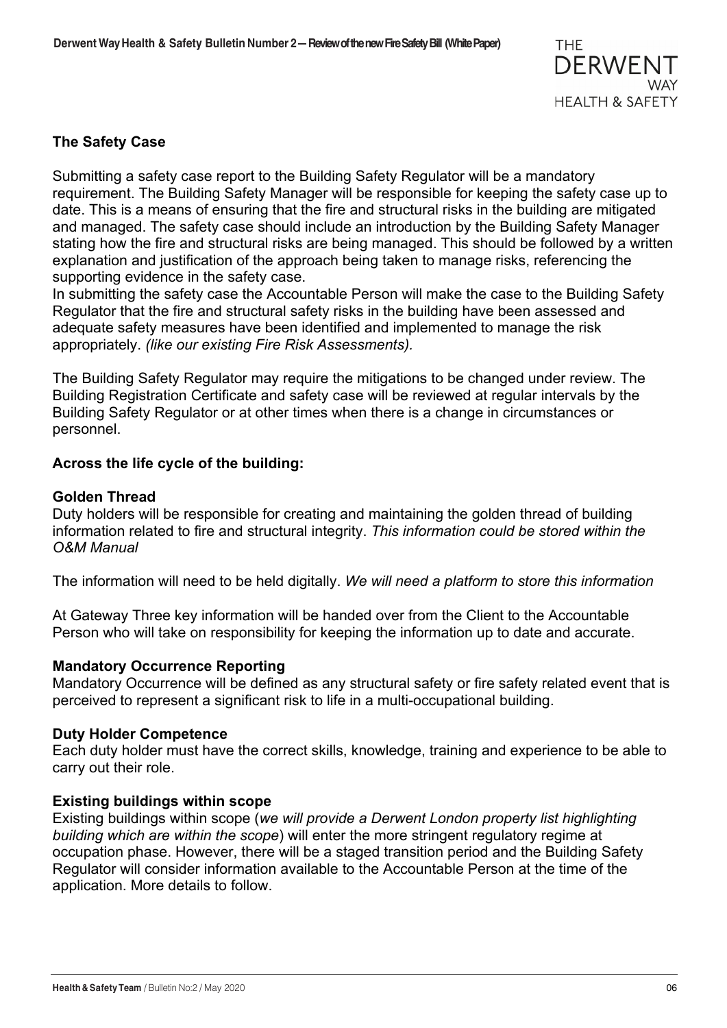### The Safety Case

Submitting a safety case report to the Building Safety Regulator will be a mandatory requirement. The Building Safety Manager will be responsible for keeping the safety case up to date. This is a means of ensuring that the fire and structural risks in the building are mitigated and managed. The safety case should include an introduction by the Building Safety Manager stating how the fire and structural risks are being managed. This should be followed by a written explanation and justification of the approach being taken to manage risks, referencing the supporting evidence in the safety case.
In submitting the safety case the Accountable Person will make the case to the Building Safety Regulator that the fire and structural safety risks in the building have been assessed and adequate safety measures have been identified and implemented to manage the risk appropriately. *(like our existing Fire Risk Assessments).*

The Building Safety Regulator may require the mitigations to be changed under review. The Building Registration Certificate and safety case will be reviewed at regular intervals by the Building Safety Regulator or at other times when there is a change in circumstances or personnel.

### Across the life cycle of the building:

#### Golden Thread

Duty holders will be responsible for creating and maintaining the golden thread of building information related to fire and structural integrity. *This information could be stored within the O&M Manual*

The information will need to be held digitally. *We will need a platform to store this information*

At Gateway Three key information will be handed over from the Client to the Accountable Person who will take on responsibility for keeping the information up to date and accurate.

#### Mandatory Occurrence Reporting

Mandatory Occurrence will be defined as any structural safety or fire safety related event that is perceived to represent a significant risk to life in a multi-occupational building.

#### Duty Holder Competence

Each duty holder must have the correct skills, knowledge, training and experience to be able to carry out their role.

#### Existing buildings within scope

Existing buildings within scope (*we will provide a Derwent London property list highlighting building which are within the scope*) will enter the more stringent regulatory regime at occupation phase. However, there will be a staged transition period and the Building Safety Regulator will consider information available to the Accountable Person at the time of the application. More details to follow.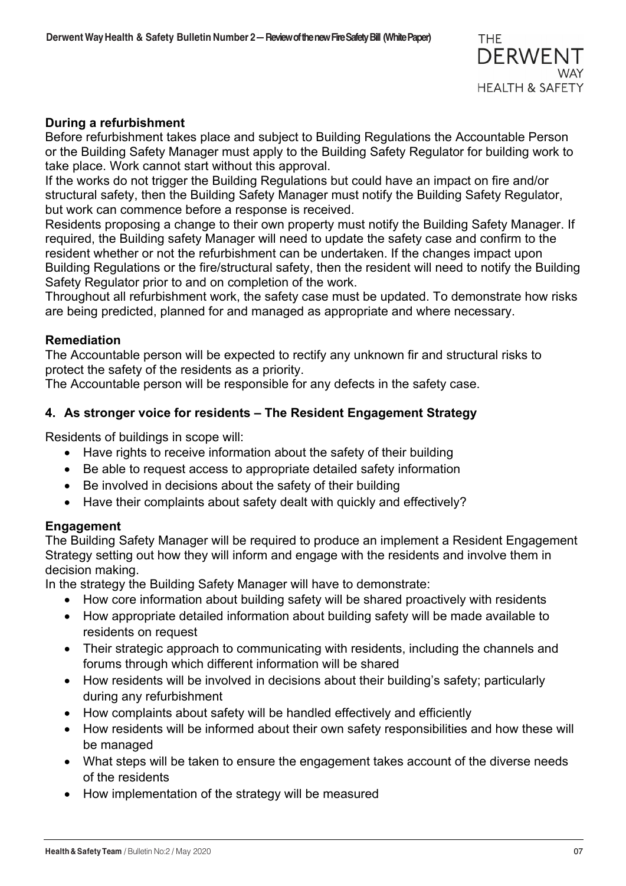**During a refurbishment**

Before refurbishment takes place and subject to Building Regulations the Accountable Person or the Building Safety Manager must apply to the Building Safety Regulator for building work to take place. Work cannot start without this approval.

If the works do not trigger the Building Regulations but could have an impact on fire and/or structural safety, then the Building Safety Manager must notify the Building Safety Regulator, but work can commence before a response is received.

Residents proposing a change to their own property must notify the Building Safety Manager. If required, the Building safety Manager will need to update the safety case and confirm to the resident whether or not the refurbishment can be undertaken. If the changes impact upon Building Regulations or the fire/structural safety, then the resident will need to notify the Building Safety Regulator prior to and on completion of the work.

Throughout all refurbishment work, the safety case must be updated. To demonstrate how risks are being predicted, planned for and managed as appropriate and where necessary.

**Remediation**

The Accountable person will be expected to rectify any unknown fir and structural risks to protect the safety of the residents as a priority.

The Accountable person will be responsible for any defects in the safety case.

**4. As stronger voice for residents – The Resident Engagement Strategy**

Residents of buildings in scope will:

- Have rights to receive information about the safety of their building
- Be able to request access to appropriate detailed safety information
- Be involved in decisions about the safety of their building
- Have their complaints about safety dealt with quickly and effectively?

**Engagement**

The Building Safety Manager will be required to produce an implement a Resident Engagement Strategy setting out how they will inform and engage with the residents and involve them in decision making.

In the strategy the Building Safety Manager will have to demonstrate:

- How core information about building safety will be shared proactively with residents
- How appropriate detailed information about building safety will be made available to residents on request
- Their strategic approach to communicating with residents, including the channels and forums through which different information will be shared
- How residents will be involved in decisions about their building's safety; particularly during any refurbishment
- How complaints about safety will be handled effectively and efficiently
- How residents will be informed about their own safety responsibilities and how these will be managed
- What steps will be taken to ensure the engagement takes account of the diverse needs of the residents
- How implementation of the strategy will be measured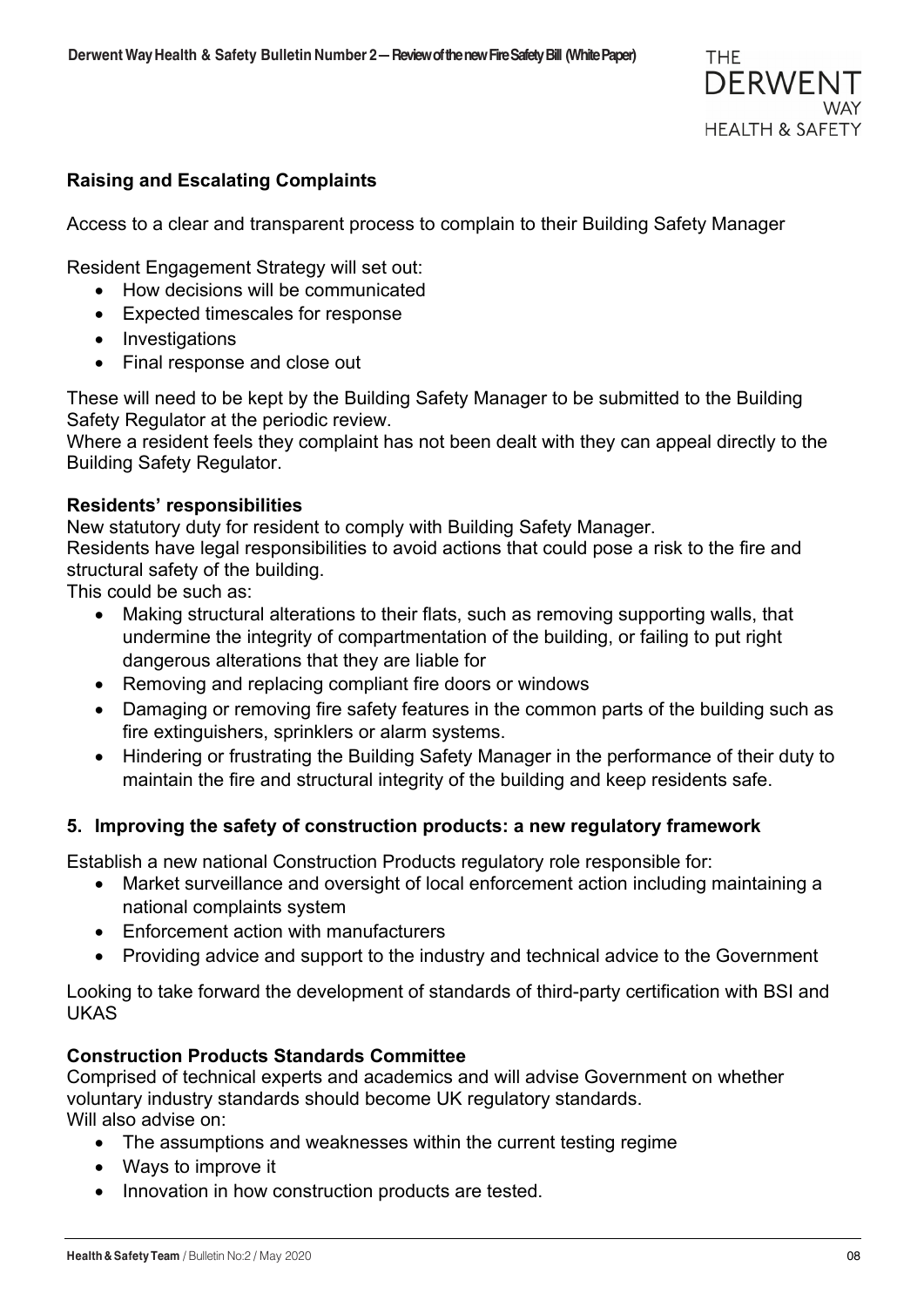**Raising and Escalating Complaints**

Access to a clear and transparent process to complain to their Building Safety Manager

Resident Engagement Strategy will set out:

- How decisions will be communicated
- Expected timescales for response
- Investigations
- Final response and close out

These will need to be kept by the Building Safety Manager to be submitted to the Building Safety Regulator at the periodic review.
Where a resident feels they complaint has not been dealt with they can appeal directly to the Building Safety Regulator.

**Residents' responsibilities**

New statutory duty for resident to comply with Building Safety Manager.
Residents have legal responsibilities to avoid actions that could pose a risk to the fire and structural safety of the building.
This could be such as:

- Making structural alterations to their flats, such as removing supporting walls, that undermine the integrity of compartmentation of the building, or failing to put right dangerous alterations that they are liable for
- Removing and replacing compliant fire doors or windows
- Damaging or removing fire safety features in the common parts of the building such as fire extinguishers, sprinklers or alarm systems.
- Hindering or frustrating the Building Safety Manager in the performance of their duty to maintain the fire and structural integrity of the building and keep residents safe.

## 5. Improving the safety of construction products: a new regulatory framework

Establish a new national Construction Products regulatory role responsible for:

- Market surveillance and oversight of local enforcement action including maintaining a national complaints system
- Enforcement action with manufacturers
- Providing advice and support to the industry and technical advice to the Government

Looking to take forward the development of standards of third-party certification with BSI and UKAS

**Construction Products Standards Committee**

Comprised of technical experts and academics and will advise Government on whether voluntary industry standards should become UK regulatory standards.
Will also advise on:

- The assumptions and weaknesses within the current testing regime
- Ways to improve it
- Innovation in how construction products are tested.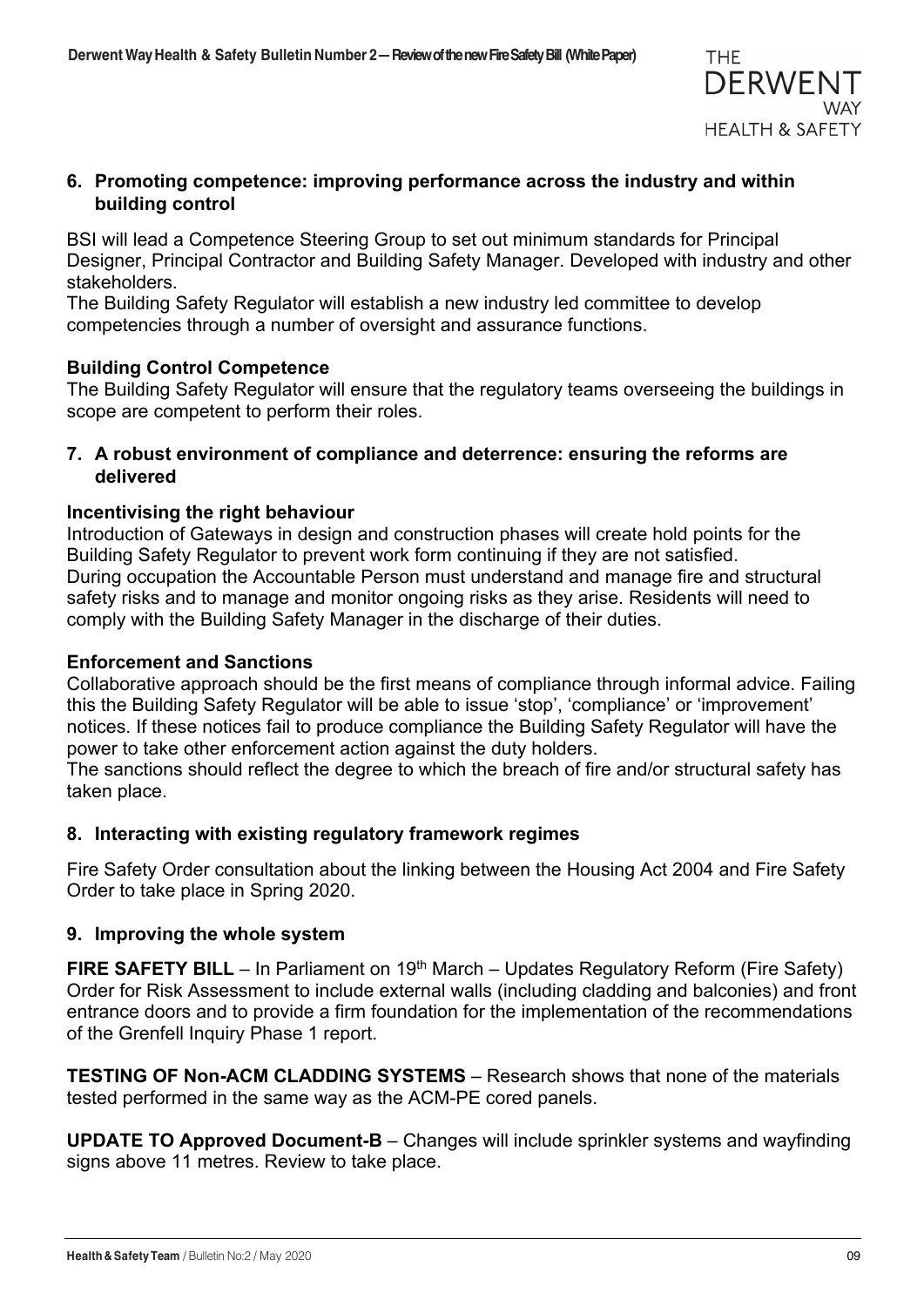## 6. Promoting competence: improving performance across the industry and within building control

BSI will lead a Competence Steering Group to set out minimum standards for Principal Designer, Principal Contractor and Building Safety Manager. Developed with industry and other stakeholders.
The Building Safety Regulator will establish a new industry led committee to develop competencies through a number of oversight and assurance functions.

### Building Control Competence

The Building Safety Regulator will ensure that the regulatory teams overseeing the buildings in scope are competent to perform their roles.

## 7. A robust environment of compliance and deterrence: ensuring the reforms are delivered

### Incentivising the right behaviour

Introduction of Gateways in design and construction phases will create hold points for the Building Safety Regulator to prevent work form continuing if they are not satisfied.
During occupation the Accountable Person must understand and manage fire and structural safety risks and to manage and monitor ongoing risks as they arise. Residents will need to comply with the Building Safety Manager in the discharge of their duties.

### Enforcement and Sanctions

Collaborative approach should be the first means of compliance through informal advice. Failing this the Building Safety Regulator will be able to issue 'stop', 'compliance' or 'improvement' notices. If these notices fail to produce compliance the Building Safety Regulator will have the power to take other enforcement action against the duty holders.
The sanctions should reflect the degree to which the breach of fire and/or structural safety has taken place.

## 8. Interacting with existing regulatory framework regimes

Fire Safety Order consultation about the linking between the Housing Act 2004 and Fire Safety Order to take place in Spring 2020.

## 9. Improving the whole system

**FIRE SAFETY BILL** – In Parliament on 19th March – Updates Regulatory Reform (Fire Safety) Order for Risk Assessment to include external walls (including cladding and balconies) and front entrance doors and to provide a firm foundation for the implementation of the recommendations of the Grenfell Inquiry Phase 1 report.

**TESTING OF Non-ACM CLADDING SYSTEMS** – Research shows that none of the materials tested performed in the same way as the ACM-PE cored panels.

**UPDATE TO Approved Document-B** – Changes will include sprinkler systems and wayfinding signs above 11 metres. Review to take place.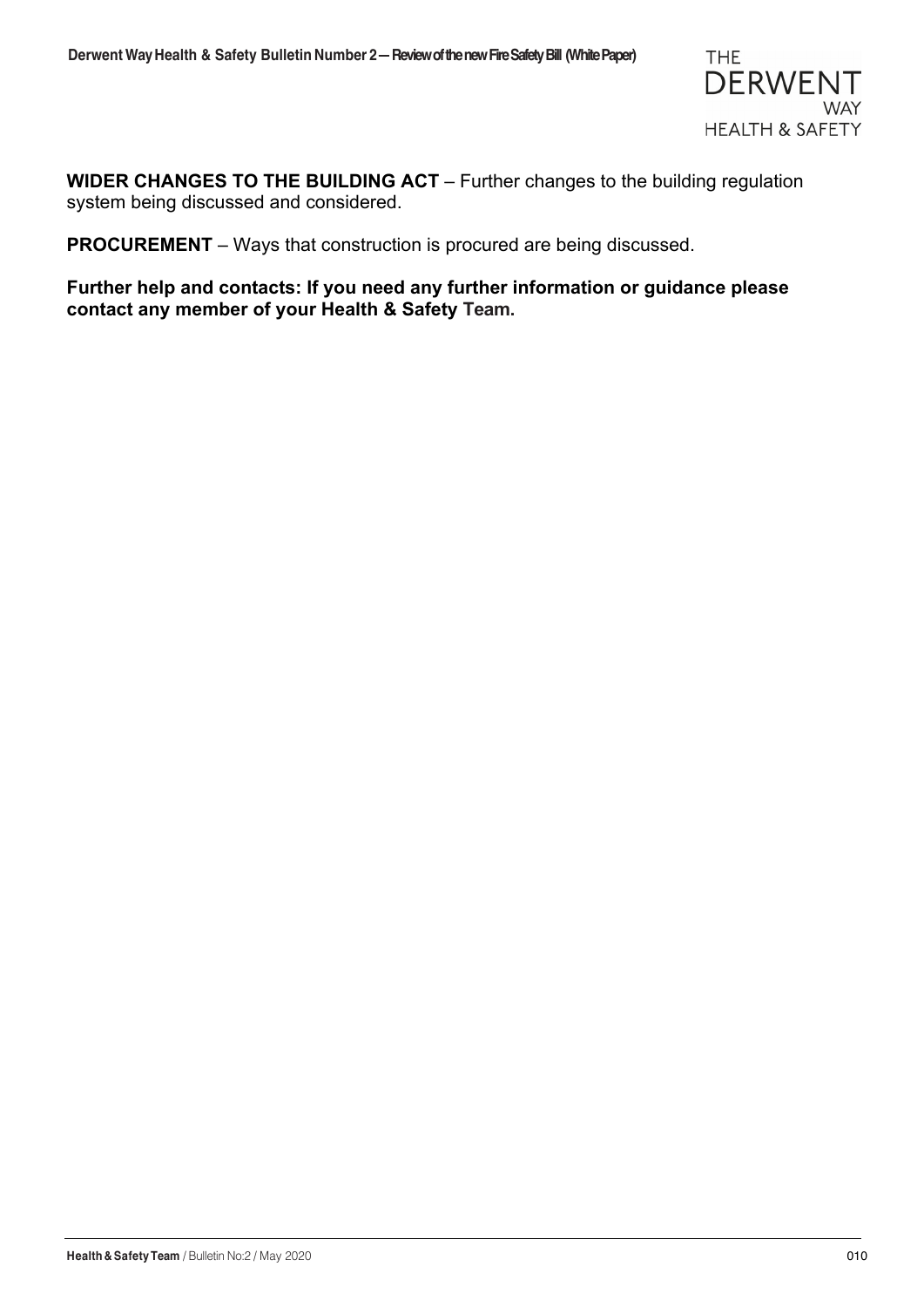**WIDER CHANGES TO THE BUILDING ACT** – Further changes to the building regulation system being discussed and considered.

**PROCUREMENT** – Ways that construction is procured are being discussed.

**Further help and contacts: If you need any further information or guidance please contact any member of your Health & Safety Team.**